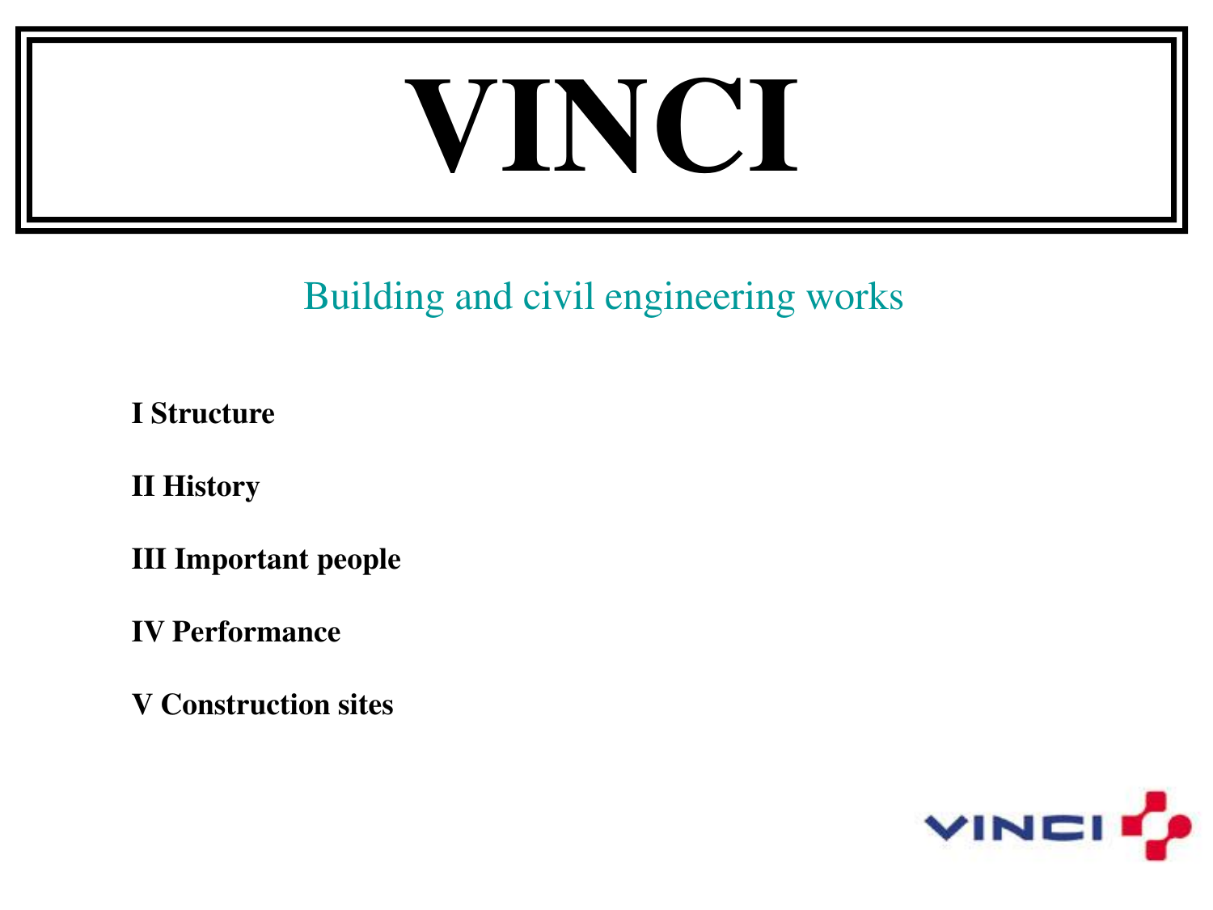# VINCI

Building and civil engineering works

**I Structure**

**II History**

**III Important people**

**IV Performance**

**V Construction sites**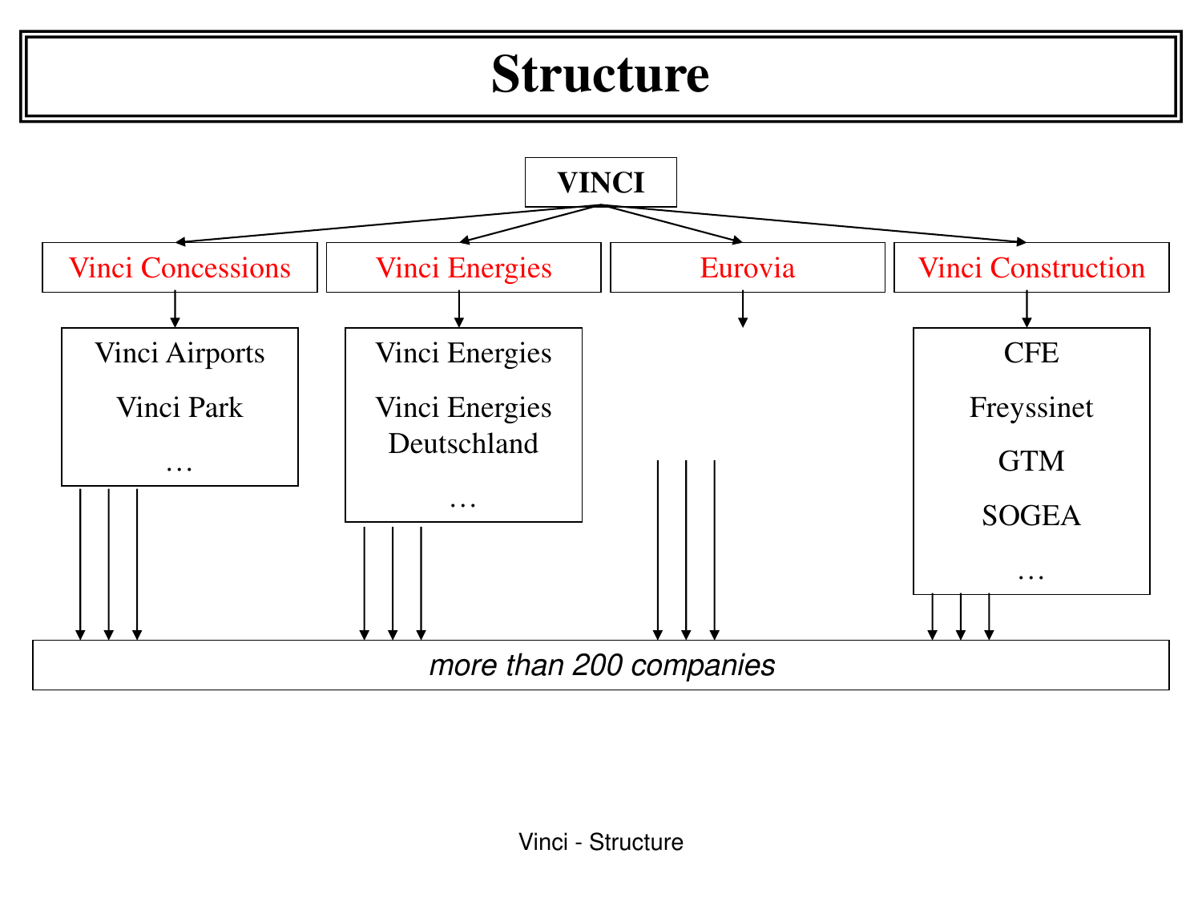# Structure

**VINCI**

- Vinci Concessions
  - Vinci Airports
  - Vinci Park
  - …
- Vinci Energies
  - Vinci Energies
  - Vinci Energies Deutschland
  - …
- Eurovia
- Vinci Construction
  - CFE
  - Freyssinet
  - GTM
  - SOGEA
  - …

*more than 200 companies*

Vinci - Structure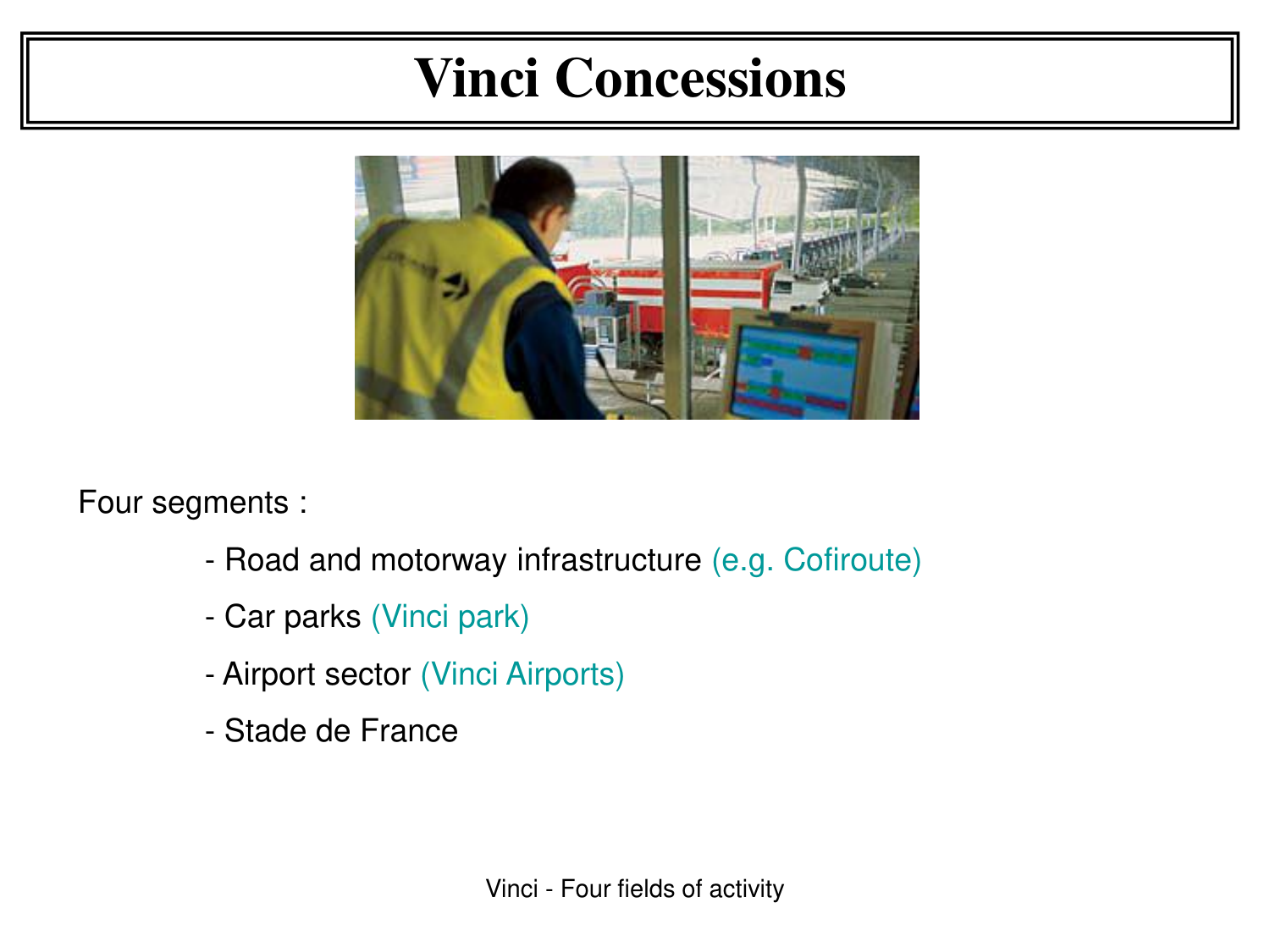# Vinci Concessions

Four segments :

- Road and motorway infrastructure (e.g. Cofiroute)
- Car parks (Vinci park)
- Airport sector (Vinci Airports)
- Stade de France

Vinci - Four fields of activity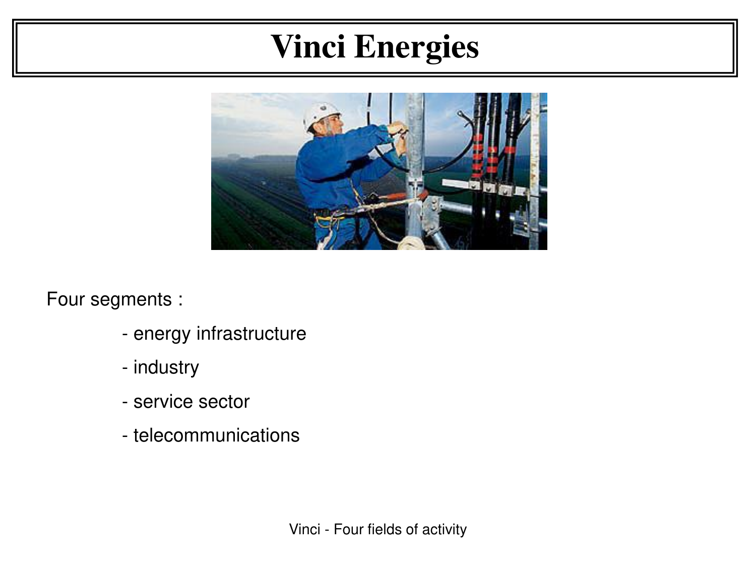# Vinci Energies

Four segments :

- energy infrastructure
- industry
- service sector
- telecommunications

Vinci - Four fields of activity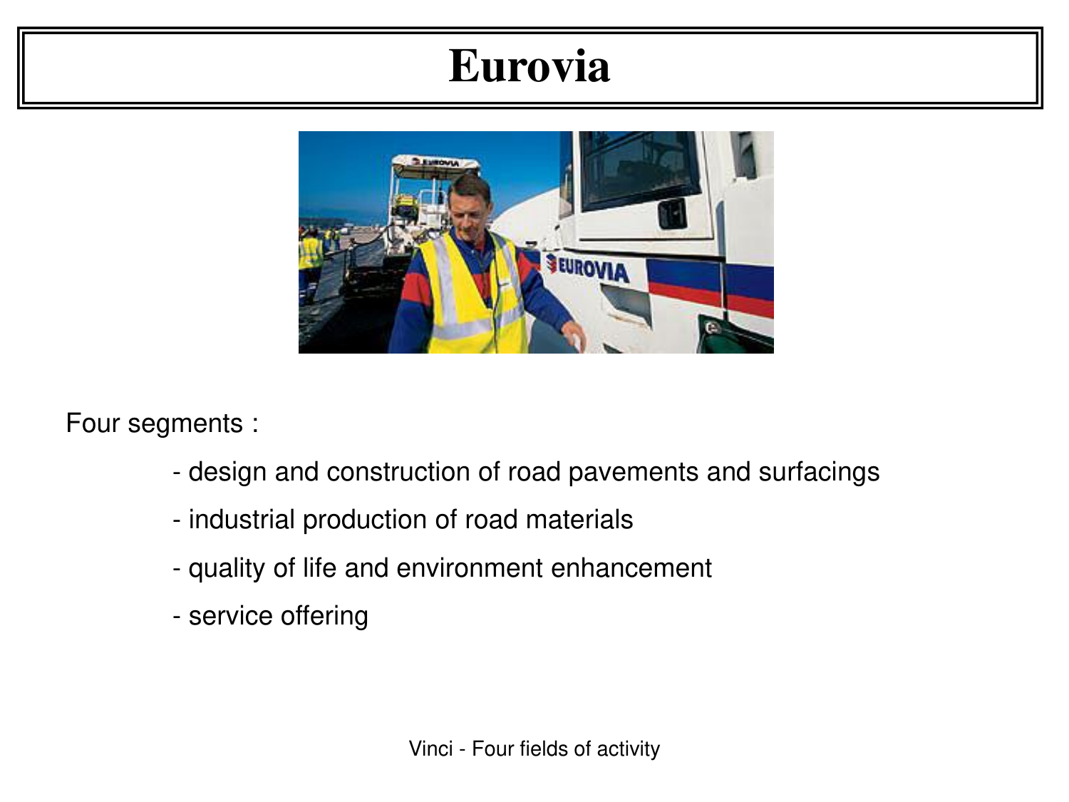# Eurovia

Four segments :

- design and construction of road pavements and surfacings
- industrial production of road materials
- quality of life and environment enhancement
- service offering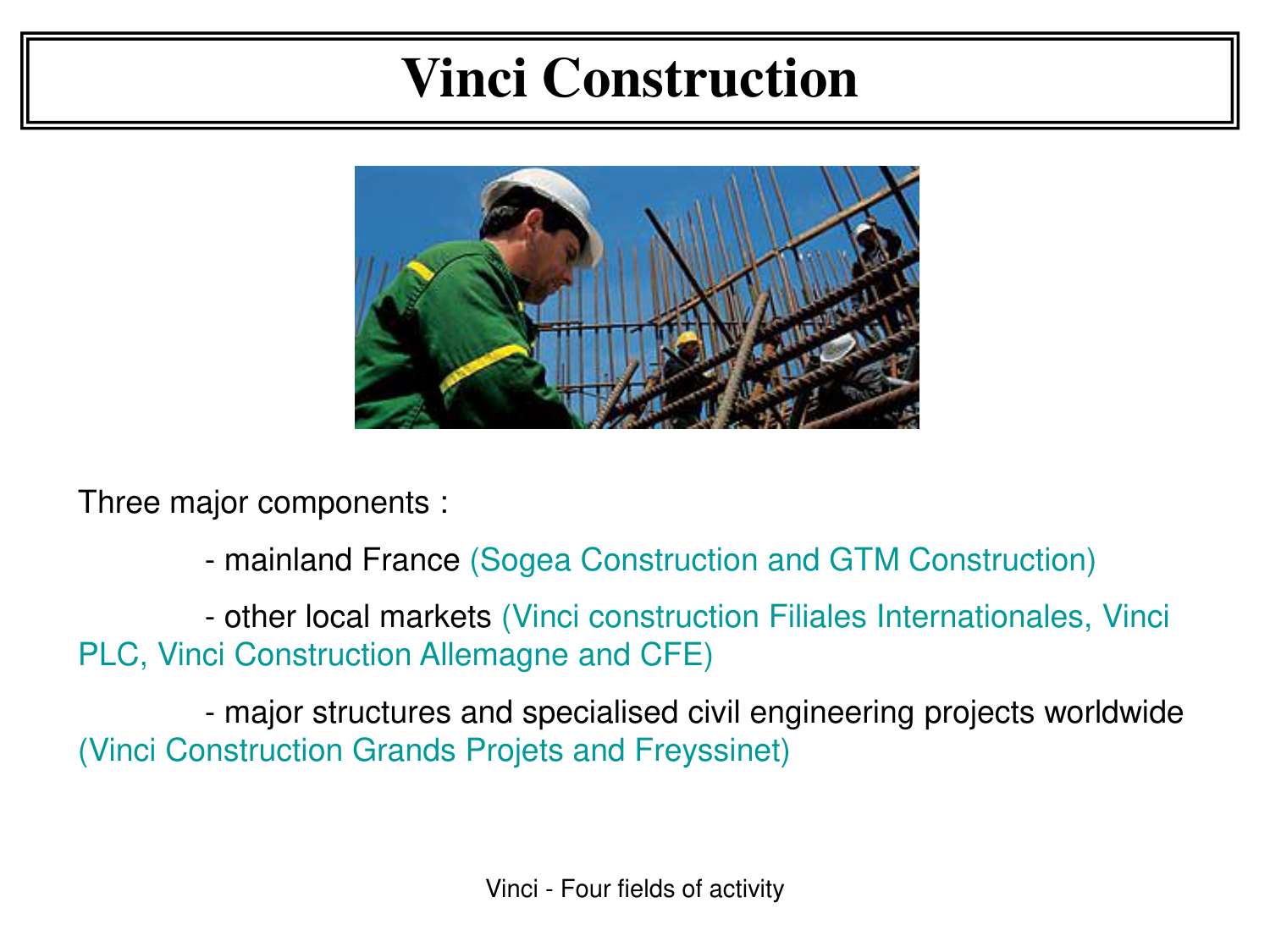# Vinci Construction

Three major components :

- mainland France (Sogea Construction and GTM Construction)
- other local markets (Vinci construction Filiales Internationales, Vinci PLC, Vinci Construction Allemagne and CFE)
- major structures and specialised civil engineering projects worldwide (Vinci Construction Grands Projets and Freyssinet)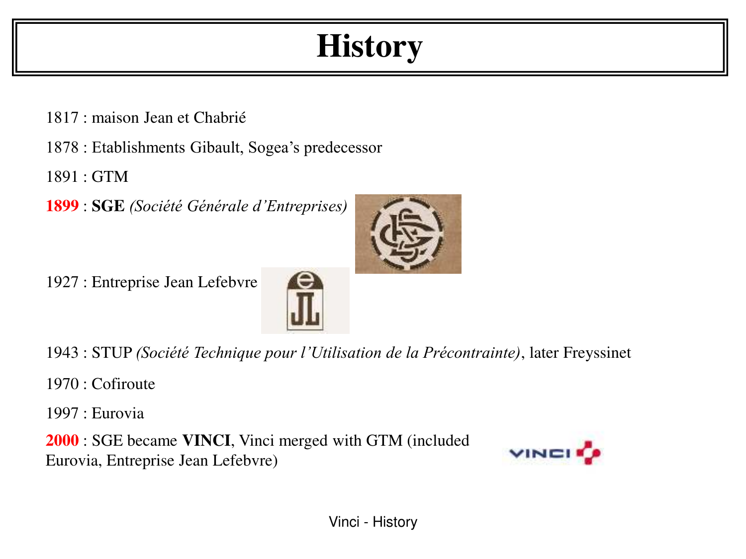# History

1817 : maison Jean et Chabrié

1878 : Etablishments Gibault, Sogea's predecessor

1891 : GTM

**1899** : **SGE** *(Société Générale d'Entreprises)*

1927 : Entreprise Jean Lefebvre

1943 : STUP *(Société Technique pour l'Utilisation de la Précontrainte)*, later Freyssinet

1970 : Cofiroute

1997 : Eurovia

**2000** : SGE became **VINCI**, Vinci merged with GTM (included Eurovia, Entreprise Jean Lefebvre)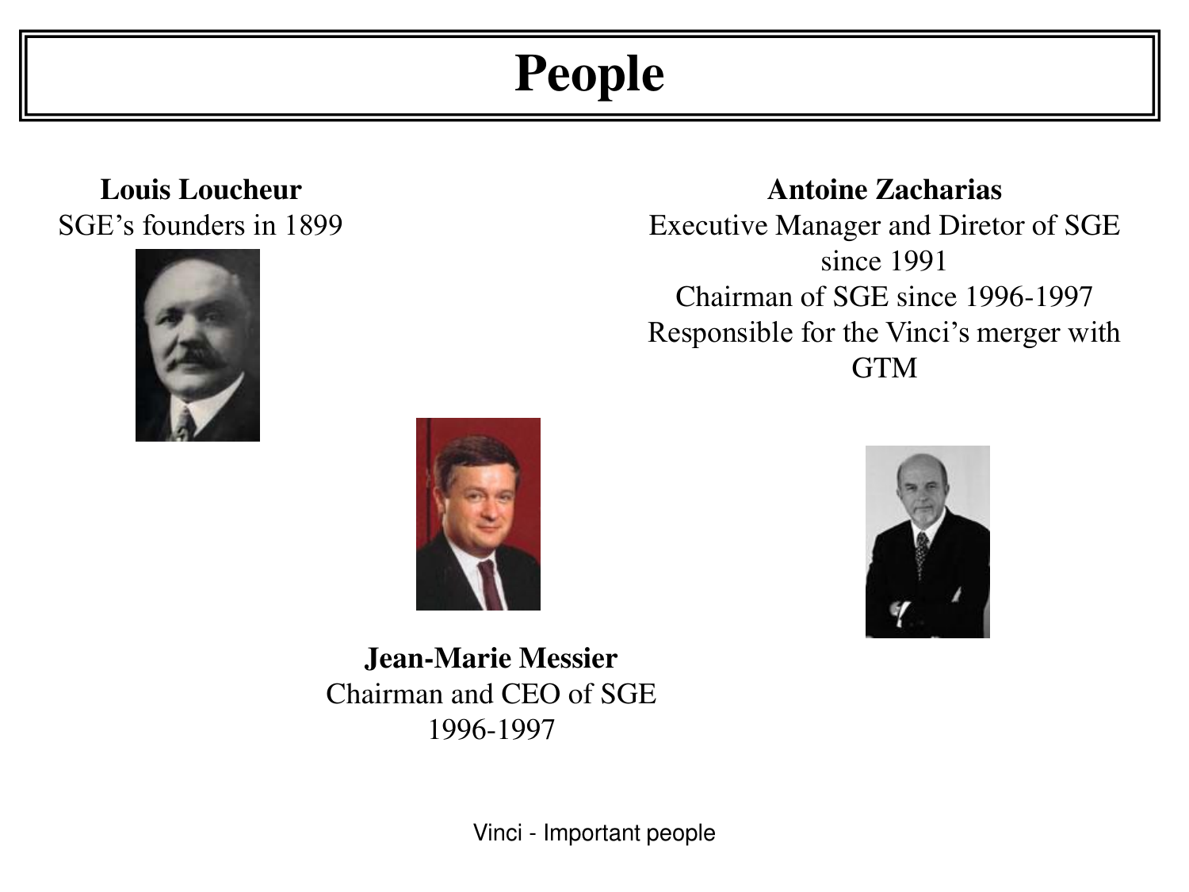# People

**Louis Loucheur**
SGE's founders in 1899

**Antoine Zacharias**
Executive Manager and Diretor of SGE since 1991
Chairman of SGE since 1996-1997
Responsible for the Vinci's merger with GTM

**Jean-Marie Messier**
Chairman and CEO of SGE
1996-1997

Vinci - Important people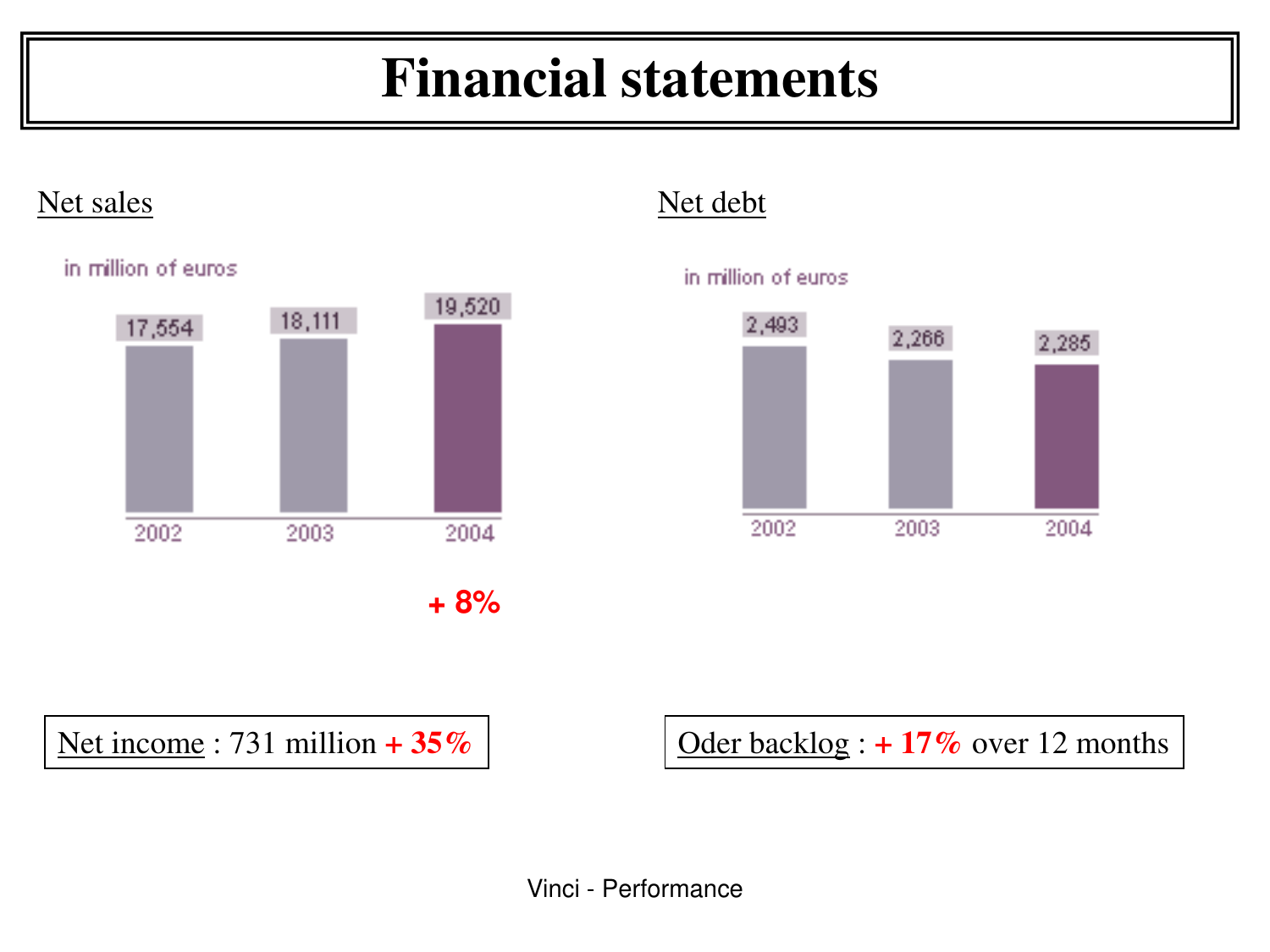# Financial statements

## Net sales

in million of euros

| 2002 | 2003 | 2004 |
|---|---|---|
| 17,554 | 18,111 | 19,520 |

**+ 8%**

## Net debt

in million of euros

| 2002 | 2003 | 2004 |
|---|---|---|
| 2,493 | 2,266 | 2,285 |

Net income : 731 million **+ 35%**

Oder backlog : **+ 17%** over 12 months

Vinci - Performance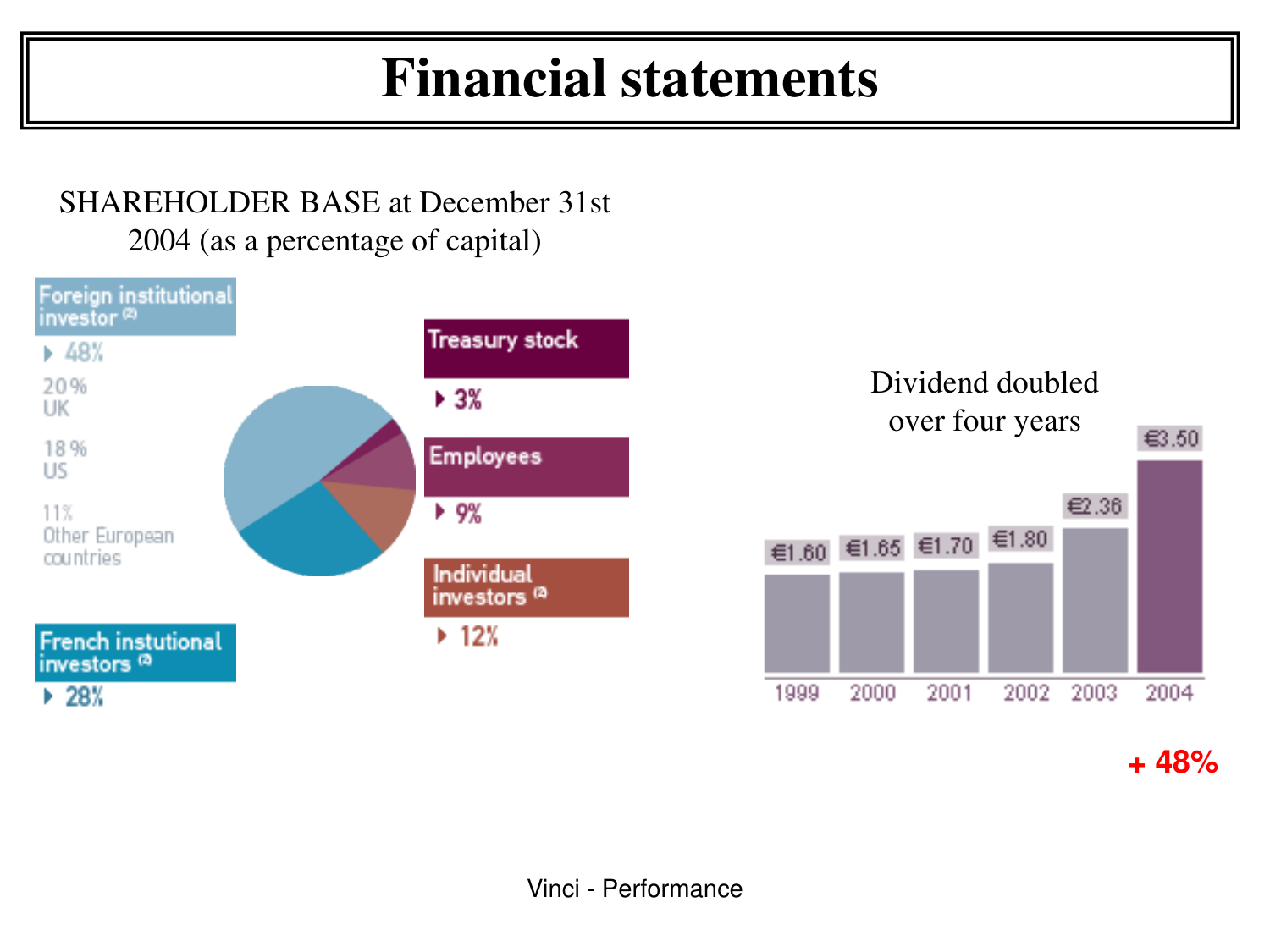# Financial statements

SHAREHOLDER BASE at December 31st 2004 (as a percentage of capital)

**Foreign institutional investor** [2]
- 48%
  - 20% UK
  - 18% US
  - 11% Other European countries

**French instutional investors** [2]
- 28%

**Treasury stock**
- 3%

**Employees**
- 9%

**Individual investors** [2]
- 12%

Dividend doubled over four years

| Year | Dividend |
|---|---|
| 1999 | €1.60 |
| 2000 | €1.65 |
| 2001 | €1.70 |
| 2002 | €1.80 |
| 2003 | €2.36 |
| 2004 | €3.50 |

**+ 48%**

Vinci - Performance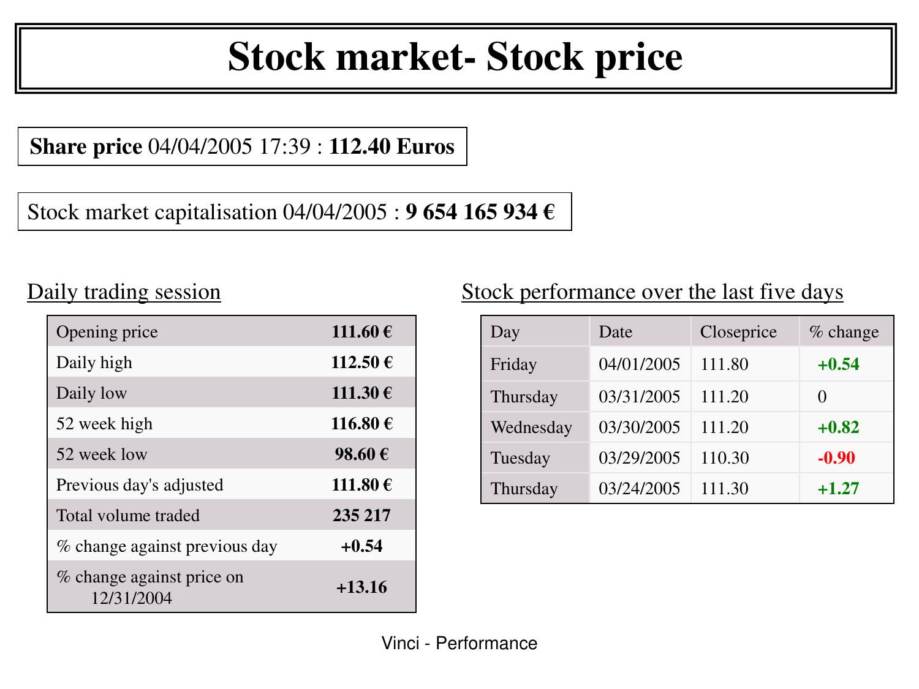# Stock market- Stock price

**Share price** 04/04/2005 17:39 : **112.40 Euros**

Stock market capitalisation 04/04/2005 : **9 654 165 934 €**

## Daily trading session

| | |
|---|---|
| Opening price | **111.60 €** |
| Daily high | **112.50 €** |
| Daily low | **111.30 €** |
| 52 week high | **116.80 €** |
| 52 week low | **98.60 €** |
| Previous day's adjusted | **111.80 €** |
| Total volume traded | **235 217** |
| % change against previous day | **+0.54** |
| % change against price on 12/31/2004 | **+13.16** |

## Stock performance over the last five days

| Day | Date | Closeprice | % change |
|---|---|---|---|
| Friday | 04/01/2005 | 111.80 | **+0.54** |
| Thursday | 03/31/2005 | 111.20 | 0 |
| Wednesday | 03/30/2005 | 111.20 | **+0.82** |
| Tuesday | 03/29/2005 | 110.30 | **-0.90** |
| Thursday | 03/24/2005 | 111.30 | **+1.27** |

Vinci - Performance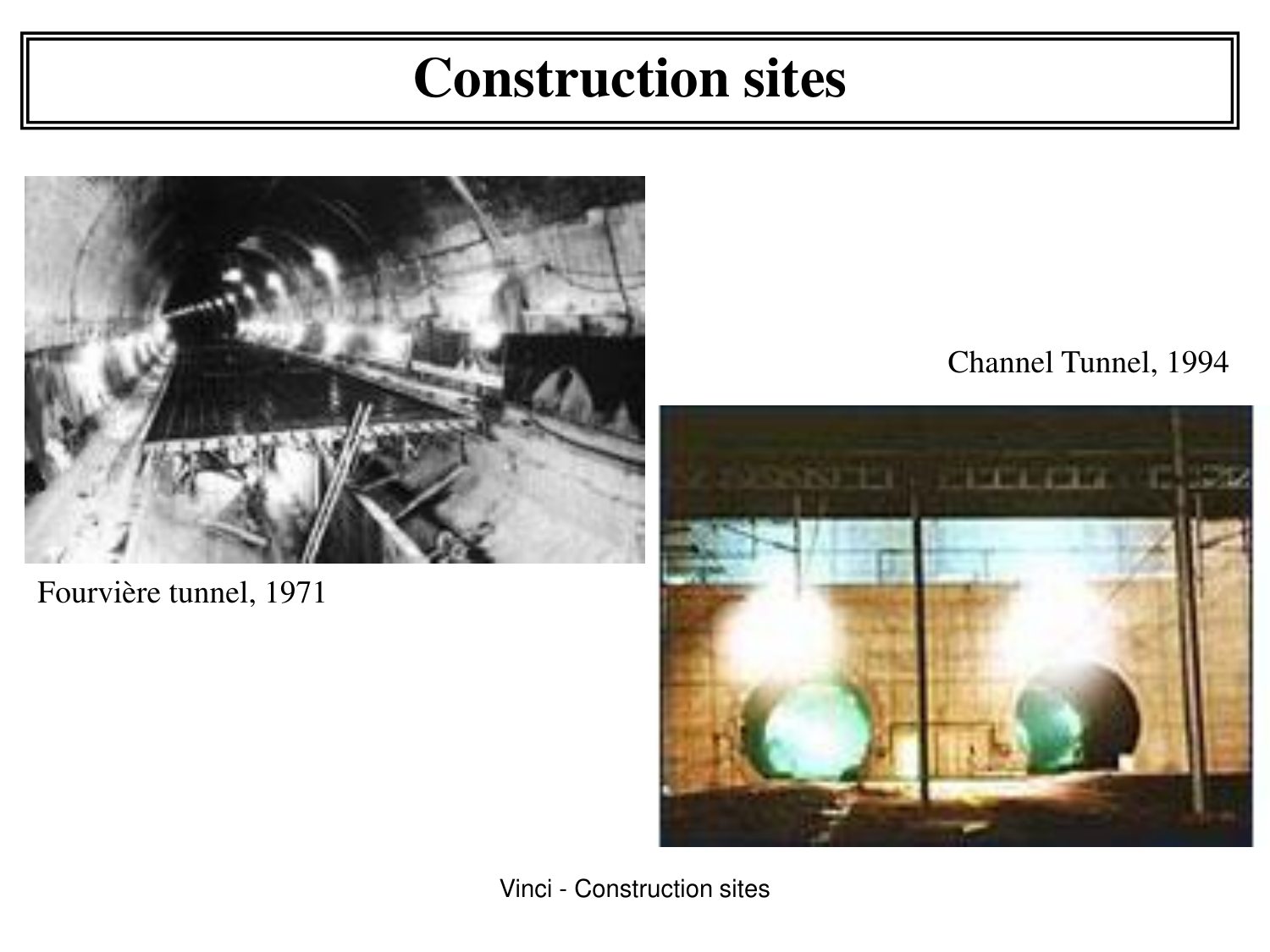# Construction sites

Fourvière tunnel, 1971

Channel Tunnel, 1994

Vinci - Construction sites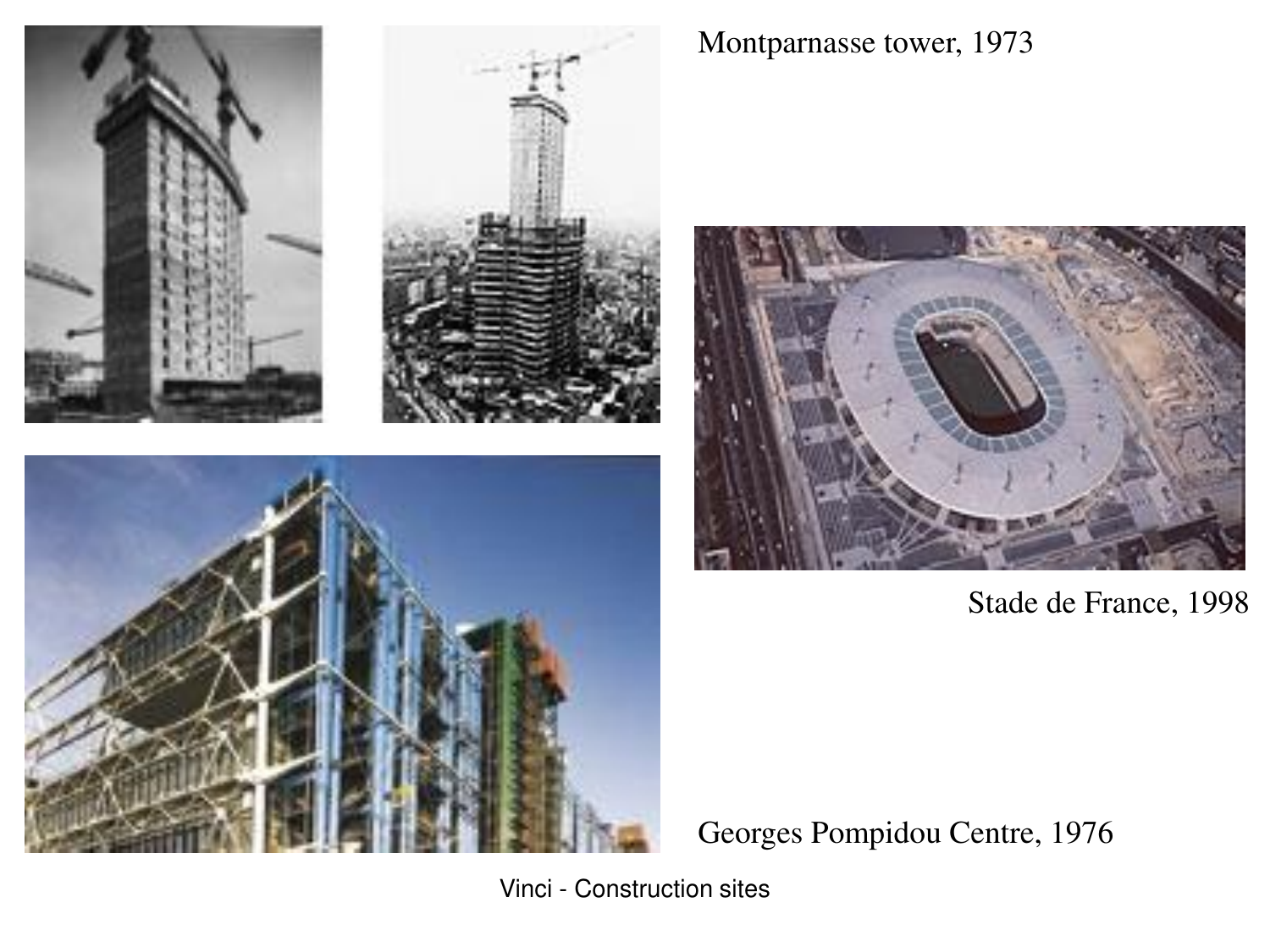Montparnasse tower, 1973

Stade de France, 1998

Georges Pompidou Centre, 1976

Vinci - Construction sites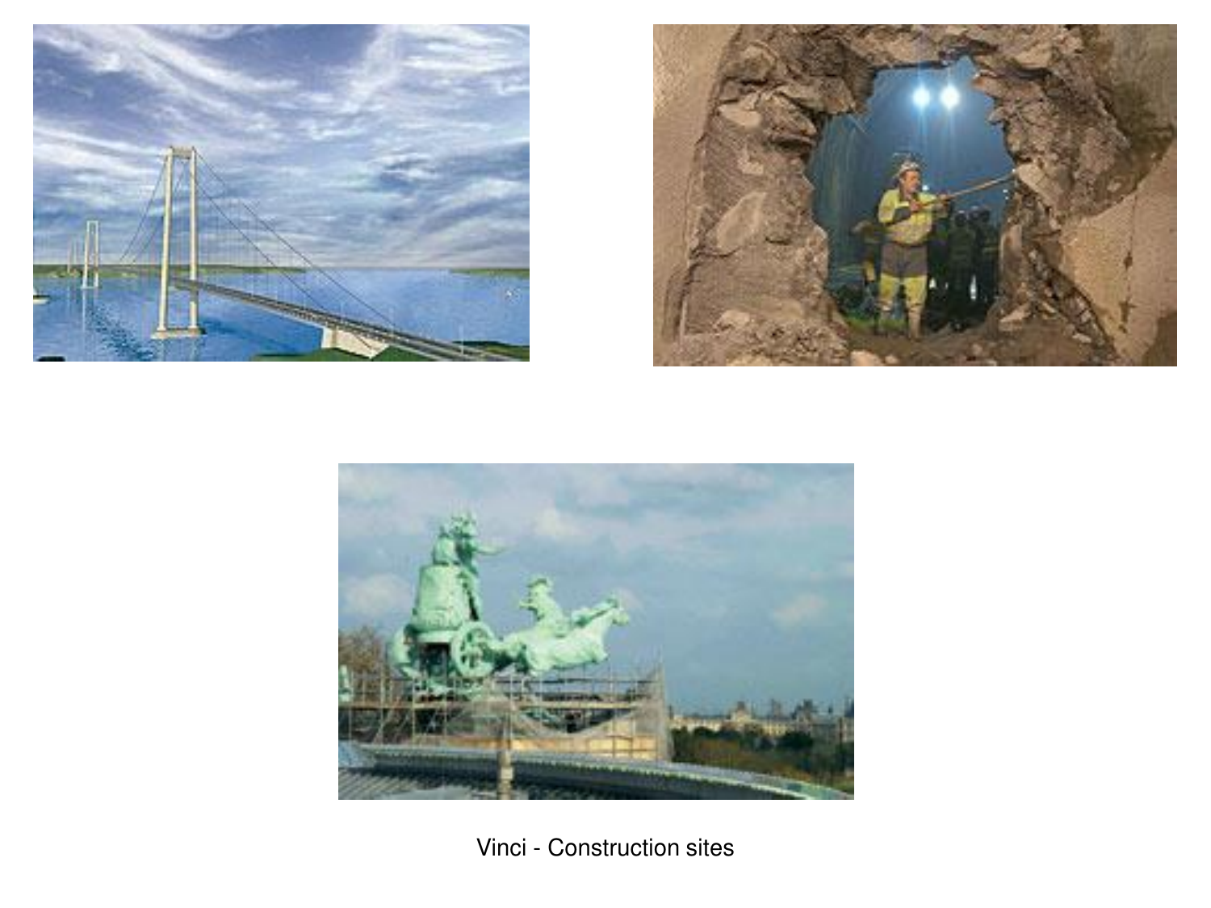Vinci - Construction sites